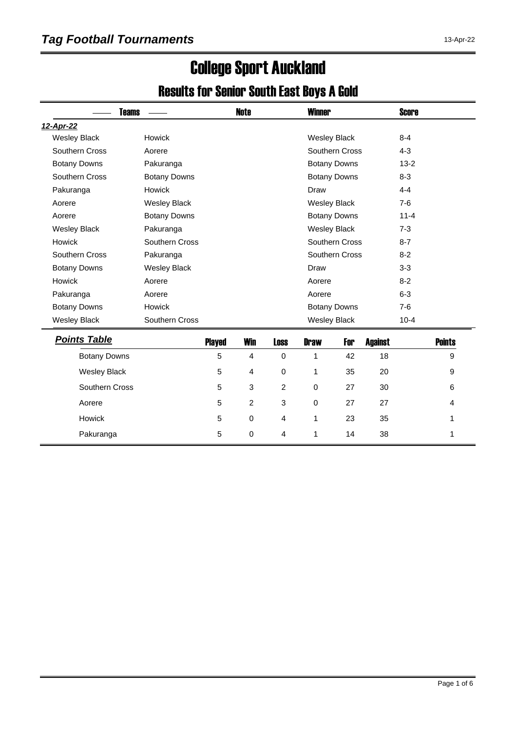## Tag Football Tournaments

13-Apr-22

# College Sport Auckland

## Results for Senior South East Boys A Gold

| Teams | | Note | Winner | Score |
|---|---|---|---|---|
| ***12-Apr-22*** | | | | |
| Wesley Black | Howick | | Wesley Black | 8-4 |
| Southern Cross | Aorere | | Southern Cross | 4-3 |
| Botany Downs | Pakuranga | | Botany Downs | 13-2 |
| Southern Cross | Botany Downs | | Botany Downs | 8-3 |
| Pakuranga | Howick | | Draw | 4-4 |
| Aorere | Wesley Black | | Wesley Black | 7-6 |
| Aorere | Botany Downs | | Botany Downs | 11-4 |
| Wesley Black | Pakuranga | | Wesley Black | 7-3 |
| Howick | Southern Cross | | Southern Cross | 8-7 |
| Southern Cross | Pakuranga | | Southern Cross | 8-2 |
| Botany Downs | Wesley Black | | Draw | 3-3 |
| Howick | Aorere | | Aorere | 8-2 |
| Pakuranga | Aorere | | Aorere | 6-3 |
| Botany Downs | Howick | | Botany Downs | 7-6 |
| Wesley Black | Southern Cross | | Wesley Black | 10-4 |

***Points Table***

| | Played | Win | Loss | Draw | For | Against | Points |
|---|---|---|---|---|---|---|---|
| Botany Downs | 5 | 4 | 0 | 1 | 42 | 18 | 9 |
| Wesley Black | 5 | 4 | 0 | 1 | 35 | 20 | 9 |
| Southern Cross | 5 | 3 | 2 | 0 | 27 | 30 | 6 |
| Aorere | 5 | 2 | 3 | 0 | 27 | 27 | 4 |
| Howick | 5 | 0 | 4 | 1 | 23 | 35 | 1 |
| Pakuranga | 5 | 0 | 4 | 1 | 14 | 38 | 1 |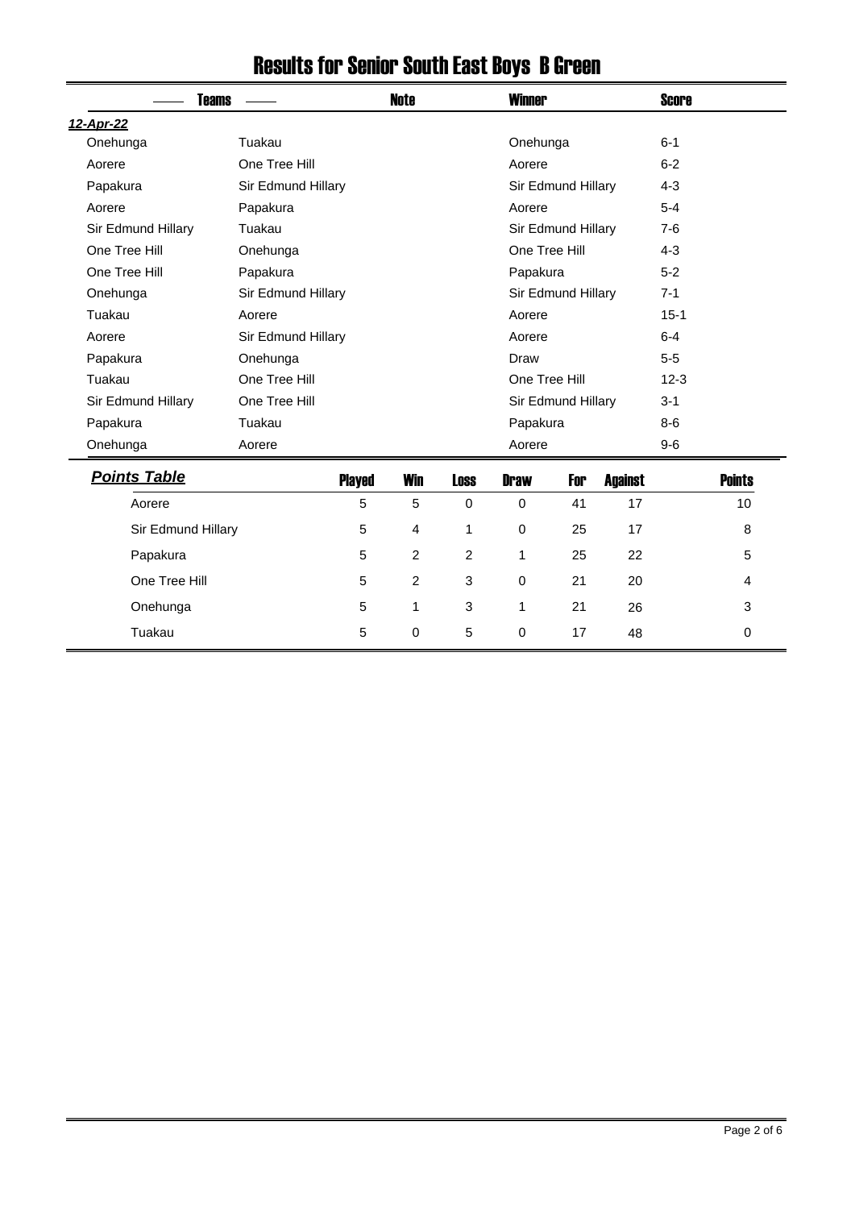# Results for Senior South East Boys B Green

| Teams | | Note | Winner | Score |
|---|---|---|---|---|
| ***12-Apr-22*** | | | | |
| Onehunga | Tuakau | | Onehunga | 6-1 |
| Aorere | One Tree Hill | | Aorere | 6-2 |
| Papakura | Sir Edmund Hillary | | Sir Edmund Hillary | 4-3 |
| Aorere | Papakura | | Aorere | 5-4 |
| Sir Edmund Hillary | Tuakau | | Sir Edmund Hillary | 7-6 |
| One Tree Hill | Onehunga | | One Tree Hill | 4-3 |
| One Tree Hill | Papakura | | Papakura | 5-2 |
| Onehunga | Sir Edmund Hillary | | Sir Edmund Hillary | 7-1 |
| Tuakau | Aorere | | Aorere | 15-1 |
| Aorere | Sir Edmund Hillary | | Aorere | 6-4 |
| Papakura | Onehunga | | Draw | 5-5 |
| Tuakau | One Tree Hill | | One Tree Hill | 12-3 |
| Sir Edmund Hillary | One Tree Hill | | Sir Edmund Hillary | 3-1 |
| Papakura | Tuakau | | Papakura | 8-6 |
| Onehunga | Aorere | | Aorere | 9-6 |

## ***Points Table***

| Team | Played | Win | Loss | Draw | For | Against | Points |
|---|---|---|---|---|---|---|---|
| Aorere | 5 | 5 | 0 | 0 | 41 | 17 | 10 |
| Sir Edmund Hillary | 5 | 4 | 1 | 0 | 25 | 17 | 8 |
| Papakura | 5 | 2 | 2 | 1 | 25 | 22 | 5 |
| One Tree Hill | 5 | 2 | 3 | 0 | 21 | 20 | 4 |
| Onehunga | 5 | 1 | 3 | 1 | 21 | 26 | 3 |
| Tuakau | 5 | 0 | 5 | 0 | 17 | 48 | 0 |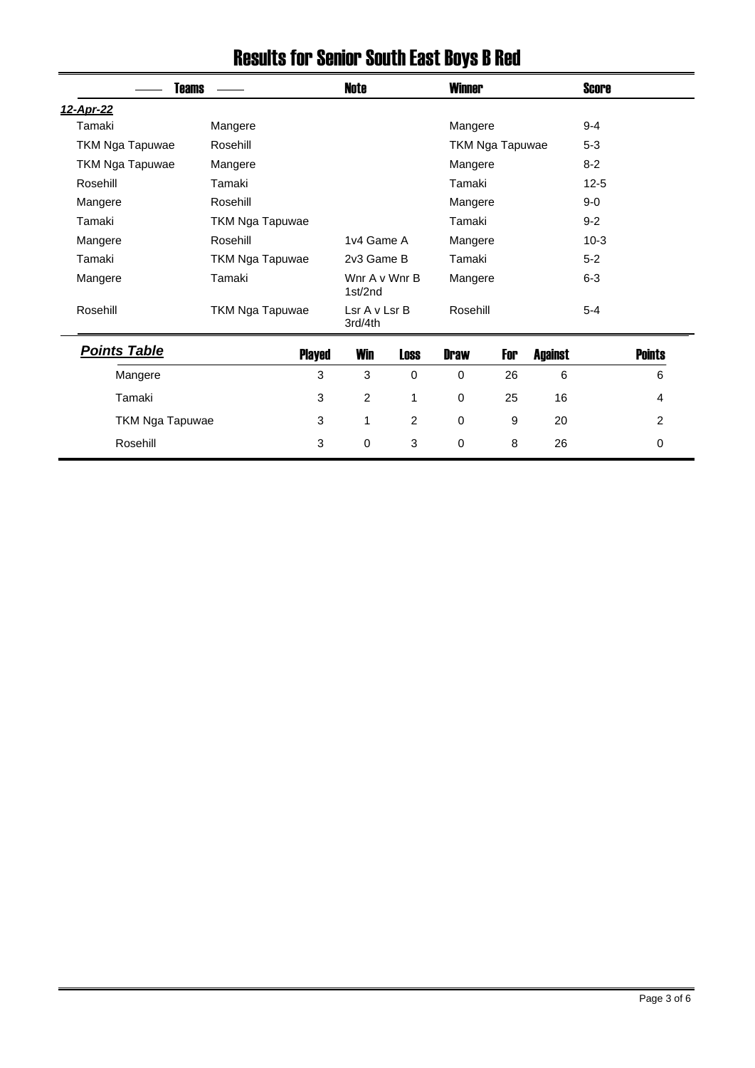# Results for Senior South East Boys B Red

| Teams | | Note | Winner | Score |
|---|---|---|---|---|
| ***12-Apr-22*** | | | | |
| Tamaki | Mangere | | Mangere | 9-4 |
| TKM Nga Tapuwae | Rosehill | | TKM Nga Tapuwae | 5-3 |
| TKM Nga Tapuwae | Mangere | | Mangere | 8-2 |
| Rosehill | Tamaki | | Tamaki | 12-5 |
| Mangere | Rosehill | | Mangere | 9-0 |
| Tamaki | TKM Nga Tapuwae | | Tamaki | 9-2 |
| Mangere | Rosehill | 1v4 Game A | Mangere | 10-3 |
| Tamaki | TKM Nga Tapuwae | 2v3 Game B | Tamaki | 5-2 |
| Mangere | Tamaki | Wnr A v Wnr B 1st/2nd | Mangere | 6-3 |
| Rosehill | TKM Nga Tapuwae | Lsr A v Lsr B 3rd/4th | Rosehill | 5-4 |

## *Points Table*

| | Played | Win | Loss | Draw | For | Against | Points |
|---|---|---|---|---|---|---|---|
| Mangere | 3 | 3 | 0 | 0 | 26 | 6 | 6 |
| Tamaki | 3 | 2 | 1 | 0 | 25 | 16 | 4 |
| TKM Nga Tapuwae | 3 | 1 | 2 | 0 | 9 | 20 | 2 |
| Rosehill | 3 | 0 | 3 | 0 | 8 | 26 | 0 |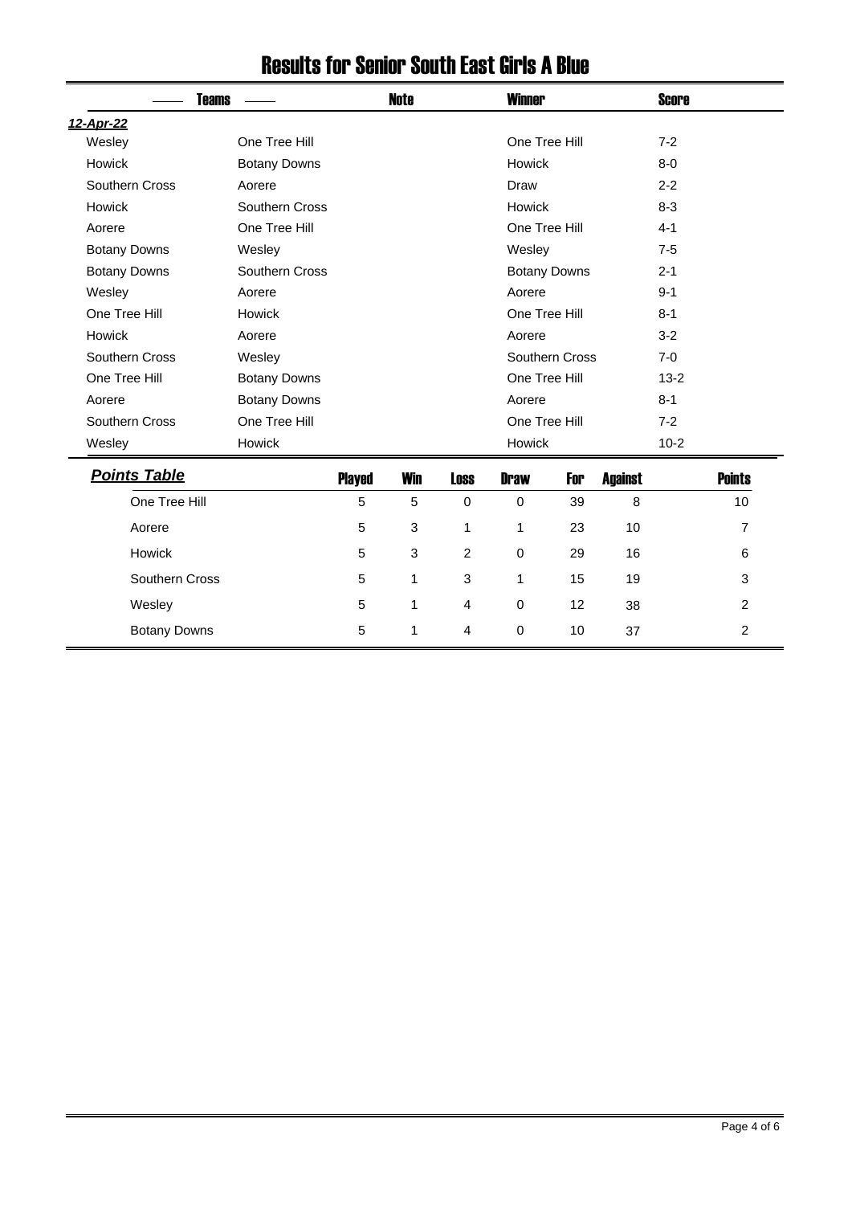# Results for Senior South East Girls A Blue

| Teams | | Note | Winner | Score |
|---|---|---|---|---|
| ***12-Apr-22*** | | | | |
| Wesley | One Tree Hill | | One Tree Hill | 7-2 |
| Howick | Botany Downs | | Howick | 8-0 |
| Southern Cross | Aorere | | Draw | 2-2 |
| Howick | Southern Cross | | Howick | 8-3 |
| Aorere | One Tree Hill | | One Tree Hill | 4-1 |
| Botany Downs | Wesley | | Wesley | 7-5 |
| Botany Downs | Southern Cross | | Botany Downs | 2-1 |
| Wesley | Aorere | | Aorere | 9-1 |
| One Tree Hill | Howick | | One Tree Hill | 8-1 |
| Howick | Aorere | | Aorere | 3-2 |
| Southern Cross | Wesley | | Southern Cross | 7-0 |
| One Tree Hill | Botany Downs | | One Tree Hill | 13-2 |
| Aorere | Botany Downs | | Aorere | 8-1 |
| Southern Cross | One Tree Hill | | One Tree Hill | 7-2 |
| Wesley | Howick | | Howick | 10-2 |

***Points Table***

| Team | Played | Win | Loss | Draw | For | Against | Points |
|---|---|---|---|---|---|---|---|
| One Tree Hill | 5 | 5 | 0 | 0 | 39 | 8 | 10 |
| Aorere | 5 | 3 | 1 | 1 | 23 | 10 | 7 |
| Howick | 5 | 3 | 2 | 0 | 29 | 16 | 6 |
| Southern Cross | 5 | 1 | 3 | 1 | 15 | 19 | 3 |
| Wesley | 5 | 1 | 4 | 0 | 12 | 38 | 2 |
| Botany Downs | 5 | 1 | 4 | 0 | 10 | 37 | 2 |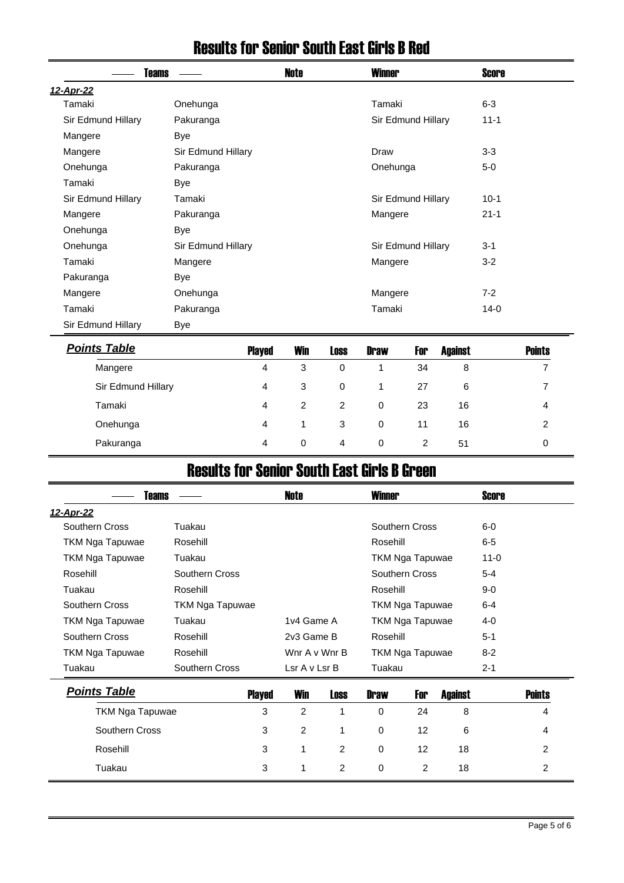# Results for Senior South East Girls B Red

| Teams | | Note | Winner | Score |
|---|---|---|---|---|
| ***12-Apr-22*** | | | | |
| Tamaki | Onehunga | | Tamaki | 6-3 |
| Sir Edmund Hillary | Pakuranga | | Sir Edmund Hillary | 11-1 |
| Mangere | Bye | | | |
| Mangere | Sir Edmund Hillary | | Draw | 3-3 |
| Onehunga | Pakuranga | | Onehunga | 5-0 |
| Tamaki | Bye | | | |
| Sir Edmund Hillary | Tamaki | | Sir Edmund Hillary | 10-1 |
| Mangere | Pakuranga | | Mangere | 21-1 |
| Onehunga | Bye | | | |
| Onehunga | Sir Edmund Hillary | | Sir Edmund Hillary | 3-1 |
| Tamaki | Mangere | | Mangere | 3-2 |
| Pakuranga | Bye | | | |
| Mangere | Onehunga | | Mangere | 7-2 |
| Tamaki | Pakuranga | | Tamaki | 14-0 |
| Sir Edmund Hillary | Bye | | | |

| ***Points Table*** | Played | Win | Loss | Draw | For | Against | Points |
|---|---|---|---|---|---|---|---|
| Mangere | 4 | 3 | 0 | 1 | 34 | 8 | 7 |
| Sir Edmund Hillary | 4 | 3 | 0 | 1 | 27 | 6 | 7 |
| Tamaki | 4 | 2 | 2 | 0 | 23 | 16 | 4 |
| Onehunga | 4 | 1 | 3 | 0 | 11 | 16 | 2 |
| Pakuranga | 4 | 0 | 4 | 0 | 2 | 51 | 0 |

# Results for Senior South East Girls B Green

| Teams | | Note | Winner | Score |
|---|---|---|---|---|
| ***12-Apr-22*** | | | | |
| Southern Cross | Tuakau | | Southern Cross | 6-0 |
| TKM Nga Tapuwae | Rosehill | | Rosehill | 6-5 |
| TKM Nga Tapuwae | Tuakau | | TKM Nga Tapuwae | 11-0 |
| Rosehill | Southern Cross | | Southern Cross | 5-4 |
| Tuakau | Rosehill | | Rosehill | 9-0 |
| Southern Cross | TKM Nga Tapuwae | | TKM Nga Tapuwae | 6-4 |
| TKM Nga Tapuwae | Tuakau | 1v4 Game A | TKM Nga Tapuwae | 4-0 |
| Southern Cross | Rosehill | 2v3 Game B | Rosehill | 5-1 |
| TKM Nga Tapuwae | Rosehill | Wnr A v Wnr B | TKM Nga Tapuwae | 8-2 |
| Tuakau | Southern Cross | Lsr A v Lsr B | Tuakau | 2-1 |

| ***Points Table*** | Played | Win | Loss | Draw | For | Against | Points |
|---|---|---|---|---|---|---|---|
| TKM Nga Tapuwae | 3 | 2 | 1 | 0 | 24 | 8 | 4 |
| Southern Cross | 3 | 2 | 1 | 0 | 12 | 6 | 4 |
| Rosehill | 3 | 1 | 2 | 0 | 12 | 18 | 2 |
| Tuakau | 3 | 1 | 2 | 0 | 2 | 18 | 2 |